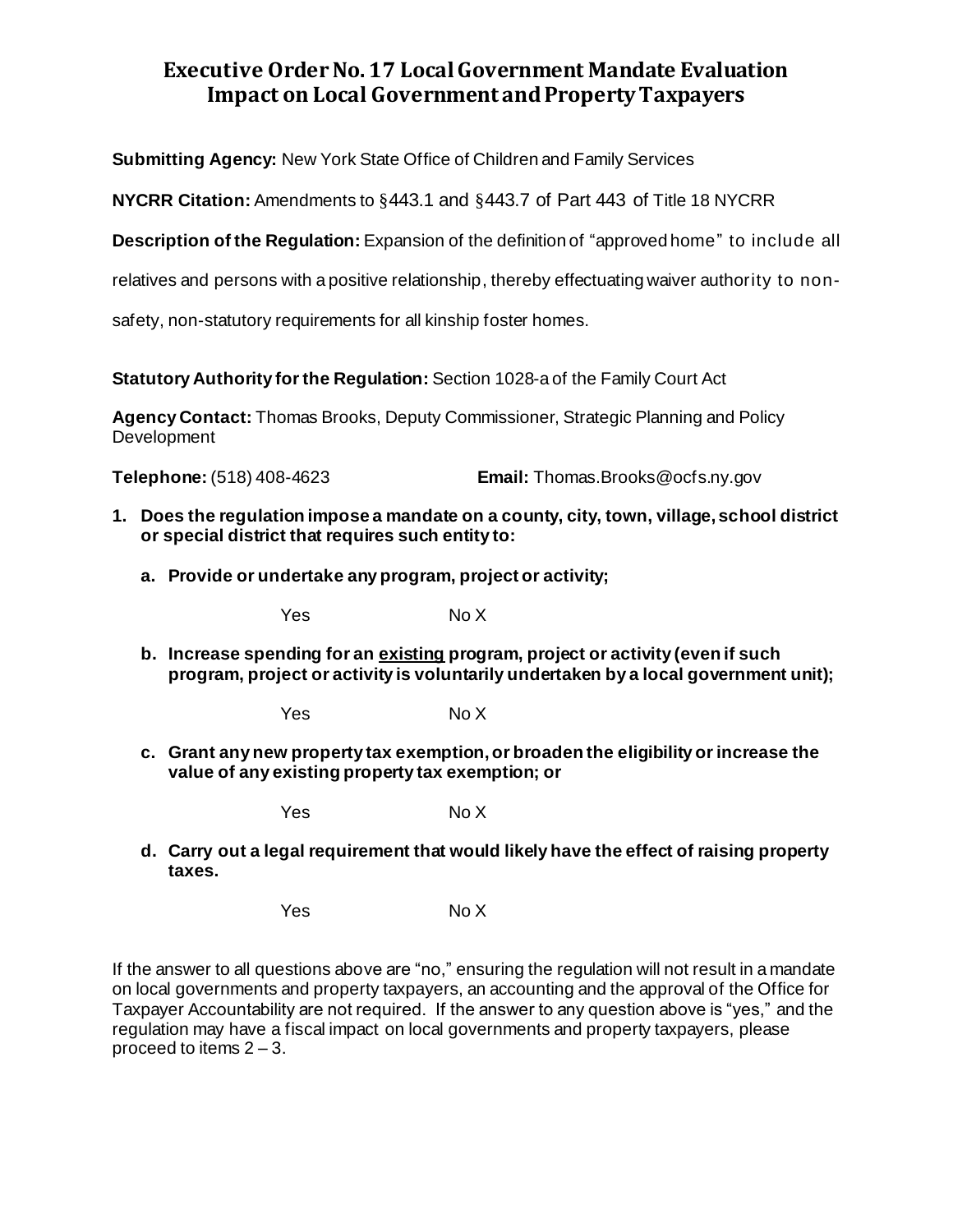# Executive Order No. 17 Local Government Mandate Evaluation Impact on Local Government and Property Taxpayers

**Submitting Agency:** New York State Office of Children and Family Services

**NYCRR Citation:** Amendments to §443.1 and §443.7 of Part 443 of Title 18 NYCRR

**Description of the Regulation:** Expansion of the definition of "approved home" to include all relatives and persons with a positive relationship, thereby effectuating waiver authority to non-safety, non-statutory requirements for all kinship foster homes.

**Statutory Authority for the Regulation:** Section 1028-a of the Family Court Act

**Agency Contact:** Thomas Brooks, Deputy Commissioner, Strategic Planning and Policy Development

**Telephone:** (518) 408-4623 **Email:** Thomas.Brooks@ocfs.ny.gov

1. **Does the regulation impose a mandate on a county, city, town, village, school district or special district that requires such entity to:**

   a. **Provide or undertake any program, project or activity;**

      Yes No X

   b. **Increase spending for an <u>existing</u> program, project or activity (even if such program, project or activity is voluntarily undertaken by a local government unit);**

      Yes No X

   c. **Grant any new property tax exemption, or broaden the eligibility or increase the value of any existing property tax exemption; or**

      Yes No X

   d. **Carry out a legal requirement that would likely have the effect of raising property taxes.**

      Yes No X

If the answer to all questions above are "no," ensuring the regulation will not result in a mandate on local governments and property taxpayers, an accounting and the approval of the Office for Taxpayer Accountability are not required. If the answer to any question above is "yes," and the regulation may have a fiscal impact on local governments and property taxpayers, please proceed to items 2 – 3.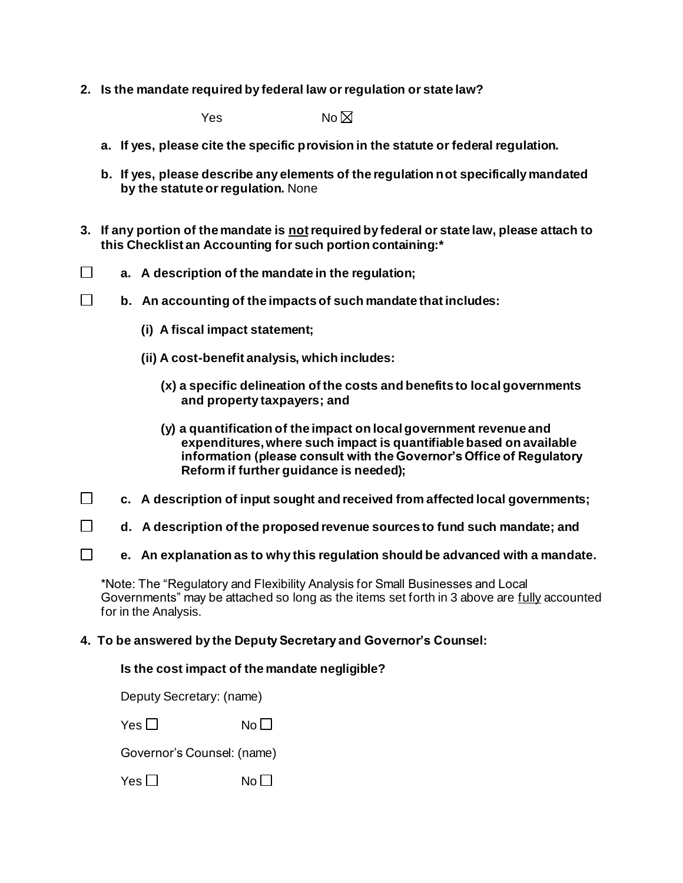2. **Is the mandate required by federal law or regulation or state law?**

   Yes ☐ No ☒

   a. **If yes, please cite the specific provision in the statute or federal regulation.**

   b. **If yes, please describe any elements of the regulation not specifically mandated by the statute or regulation.** None

3. **If any portion of the mandate is <u>not</u> required by federal or state law, please attach to this Checklist an Accounting for such portion containing:***

   ☐ a. **A description of the mandate in the regulation;**

   ☐ b. **An accounting of the impacts of such mandate that includes:**

   - **(i) A fiscal impact statement;**
   - **(ii) A cost-benefit analysis, which includes:**
     - **(x) a specific delineation of the costs and benefits to local governments and property taxpayers; and**
     - **(y) a quantification of the impact on local government revenue and expenditures, where such impact is quantifiable based on available information (please consult with the Governor's Office of Regulatory Reform if further guidance is needed);**

   ☐ c. **A description of input sought and received from affected local governments;**

   ☐ d. **A description of the proposed revenue sources to fund such mandate; and**

   ☐ e. **An explanation as to why this regulation should be advanced with a mandate.**

   *Note: The "Regulatory and Flexibility Analysis for Small Businesses and Local Governments" may be attached so long as the items set forth in 3 above are <u>fully</u> accounted for in the Analysis.

4. **To be answered by the Deputy Secretary and Governor's Counsel:**

   **Is the cost impact of the mandate negligible?**

   Deputy Secretary: (name)

   Yes ☐ No ☐

   Governor's Counsel: (name)

   Yes ☐ No ☐